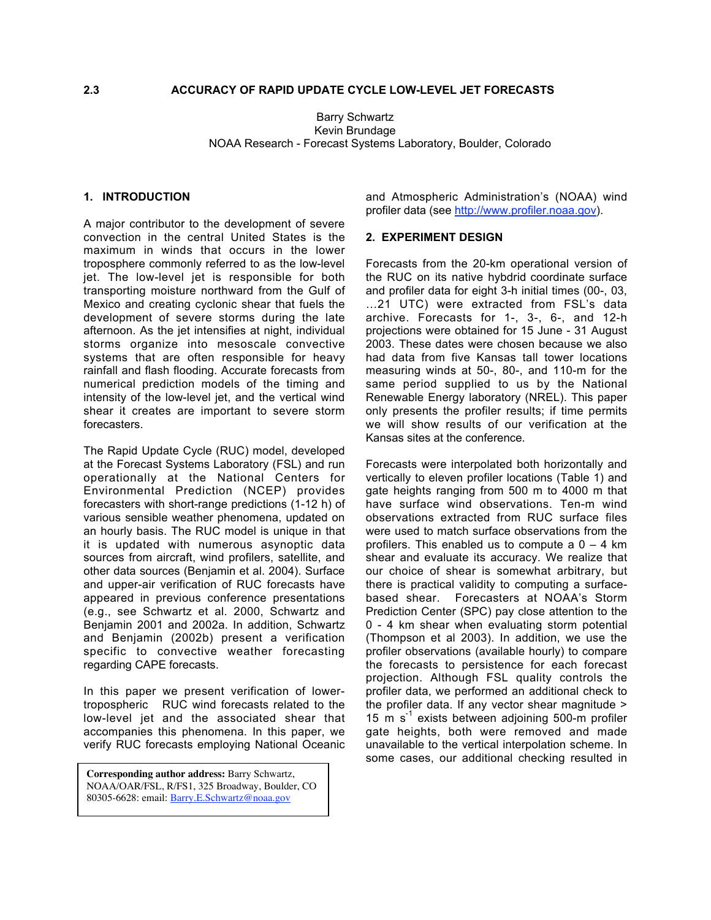# 2.3 ACCURACY OF RAPID UPDATE CYCLE LOW-LEVEL JET FORECASTS

Barry Schwartz
Kevin Brundage
NOAA Research - Forecast Systems Laboratory, Boulder, Colorado

## 1. INTRODUCTION

A major contributor to the development of severe convection in the central United States is the maximum in winds that occurs in the lower troposphere commonly referred to as the low-level jet. The low-level jet is responsible for both transporting moisture northward from the Gulf of Mexico and creating cyclonic shear that fuels the development of severe storms during the late afternoon. As the jet intensifies at night, individual storms organize into mesoscale convective systems that are often responsible for heavy rainfall and flash flooding. Accurate forecasts from numerical prediction models of the timing and intensity of the low-level jet, and the vertical wind shear it creates are important to severe storm forecasters.

The Rapid Update Cycle (RUC) model, developed at the Forecast Systems Laboratory (FSL) and run operationally at the National Centers for Environmental Prediction (NCEP) provides forecasters with short-range predictions (1-12 h) of various sensible weather phenomena, updated on an hourly basis. The RUC model is unique in that it is updated with numerous asynoptic data sources from aircraft, wind profilers, satellite, and other data sources (Benjamin et al. 2004). Surface and upper-air verification of RUC forecasts have appeared in previous conference presentations (e.g., see Schwartz et al. 2000, Schwartz and Benjamin 2001 and 2002a. In addition, Schwartz and Benjamin (2002b) present a verification specific to convective weather forecasting regarding CAPE forecasts.

In this paper we present verification of lower-tropospheric RUC wind forecasts related to the low-level jet and the associated shear that accompanies this phenomena. In this paper, we verify RUC forecasts employing National Oceanic and Atmospheric Administration's (NOAA) wind profiler data (see http://www.profiler.noaa.gov).

**Corresponding author address:** Barry Schwartz, NOAA/OAR/FSL, R/FS1, 325 Broadway, Boulder, CO 80305-6628: email: Barry.E.Schwartz@noaa.gov

## 2. EXPERIMENT DESIGN

Forecasts from the 20-km operational version of the RUC on its native hybdrid coordinate surface and profiler data for eight 3-h initial times (00-, 03, …21 UTC) were extracted from FSL's data archive. Forecasts for 1-, 3-, 6-, and 12-h projections were obtained for 15 June - 31 August 2003. These dates were chosen because we also had data from five Kansas tall tower locations measuring winds at 50-, 80-, and 110-m for the same period supplied to us by the National Renewable Energy laboratory (NREL). This paper only presents the profiler results; if time permits we will show results of our verification at the Kansas sites at the conference.

Forecasts were interpolated both horizontally and vertically to eleven profiler locations (Table 1) and gate heights ranging from 500 m to 4000 m that have surface wind observations. Ten-m wind observations extracted from RUC surface files were used to match surface observations from the profilers. This enabled us to compute a 0 – 4 km shear and evaluate its accuracy. We realize that our choice of shear is somewhat arbitrary, but there is practical validity to computing a surface-based shear. Forecasters at NOAA's Storm Prediction Center (SPC) pay close attention to the 0 - 4 km shear when evaluating storm potential (Thompson et al 2003). In addition, we use the profiler observations (available hourly) to compare the forecasts to persistence for each forecast projection. Although FSL quality controls the profiler data, we performed an additional check to the profiler data. If any vector shear magnitude > 15 m s$^{-1}$ exists between adjoining 500-m profiler gate heights, both were removed and made unavailable to the vertical interpolation scheme. In some cases, our additional checking resulted in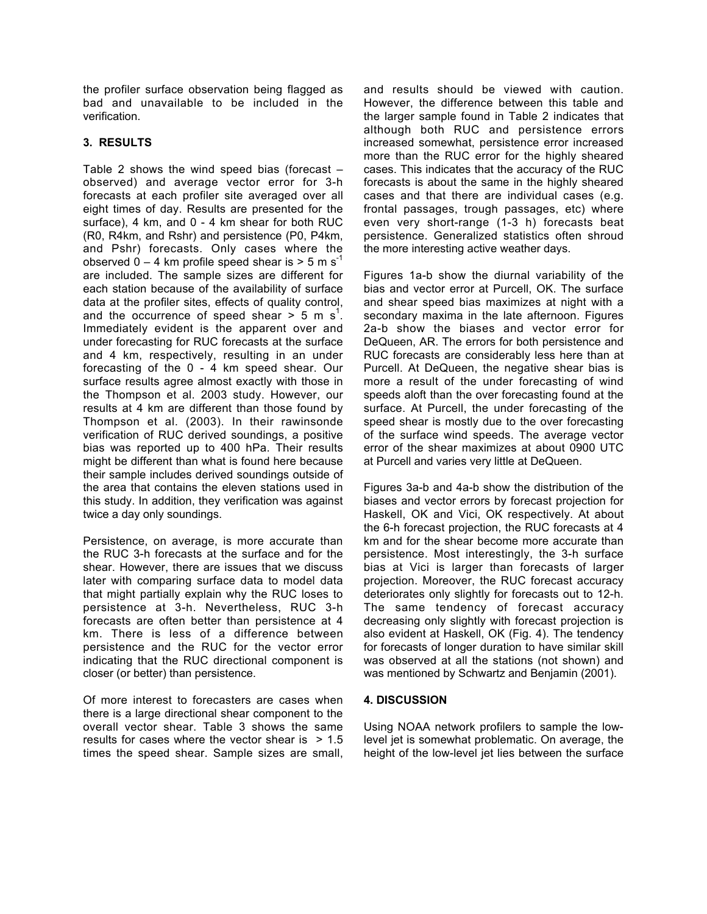the profiler surface observation being flagged as bad and unavailable to be included in the verification.

## 3. RESULTS

Table 2 shows the wind speed bias (forecast – observed) and average vector error for 3-h forecasts at each profiler site averaged over all eight times of day. Results are presented for the surface), 4 km, and 0 - 4 km shear for both RUC (R0, R4km, and Rshr) and persistence (P0, P4km, and Pshr) forecasts. Only cases where the observed 0 – 4 km profile speed shear is > 5 m $s^{-1}$ are included. The sample sizes are different for each station because of the availability of surface data at the profiler sites, effects of quality control, and the occurrence of speed shear > 5 m $s^{1}$. Immediately evident is the apparent over and under forecasting for RUC forecasts at the surface and 4 km, respectively, resulting in an under forecasting of the 0 - 4 km speed shear. Our surface results agree almost exactly with those in the Thompson et al. 2003 study. However, our results at 4 km are different than those found by Thompson et al. (2003). In their rawinsonde verification of RUC derived soundings, a positive bias was reported up to 400 hPa. Their results might be different than what is found here because their sample includes derived soundings outside of the area that contains the eleven stations used in this study. In addition, they verification was against twice a day only soundings.

Persistence, on average, is more accurate than the RUC 3-h forecasts at the surface and for the shear. However, there are issues that we discuss later with comparing surface data to model data that might partially explain why the RUC loses to persistence at 3-h. Nevertheless, RUC 3-h forecasts are often better than persistence at 4 km. There is less of a difference between persistence and the RUC for the vector error indicating that the RUC directional component is closer (or better) than persistence.

Of more interest to forecasters are cases when there is a large directional shear component to the overall vector shear. Table 3 shows the same results for cases where the vector shear is > 1.5 times the speed shear. Sample sizes are small, and results should be viewed with caution. However, the difference between this table and the larger sample found in Table 2 indicates that although both RUC and persistence errors increased somewhat, persistence error increased more than the RUC error for the highly sheared cases. This indicates that the accuracy of the RUC forecasts is about the same in the highly sheared cases and that there are individual cases (e.g. frontal passages, trough passages, etc) where even very short-range (1-3 h) forecasts beat persistence. Generalized statistics often shroud the more interesting active weather days.

Figures 1a-b show the diurnal variability of the bias and vector error at Purcell, OK. The surface and shear speed bias maximizes at night with a secondary maxima in the late afternoon. Figures 2a-b show the biases and vector error for DeQueen, AR. The errors for both persistence and RUC forecasts are considerably less here than at Purcell. At DeQueen, the negative shear bias is more a result of the under forecasting of wind speeds aloft than the over forecasting found at the surface. At Purcell, the under forecasting of the speed shear is mostly due to the over forecasting of the surface wind speeds. The average vector error of the shear maximizes at about 0900 UTC at Purcell and varies very little at DeQueen.

Figures 3a-b and 4a-b show the distribution of the biases and vector errors by forecast projection for Haskell, OK and Vici, OK respectively. At about the 6-h forecast projection, the RUC forecasts at 4 km and for the shear become more accurate than persistence. Most interestingly, the 3-h surface bias at Vici is larger than forecasts of larger projection. Moreover, the RUC forecast accuracy deteriorates only slightly for forecasts out to 12-h. The same tendency of forecast accuracy decreasing only slightly with forecast projection is also evident at Haskell, OK (Fig. 4). The tendency for forecasts of longer duration to have similar skill was observed at all the stations (not shown) and was mentioned by Schwartz and Benjamin (2001).

## 4. DISCUSSION

Using NOAA network profilers to sample the low-level jet is somewhat problematic. On average, the height of the low-level jet lies between the surface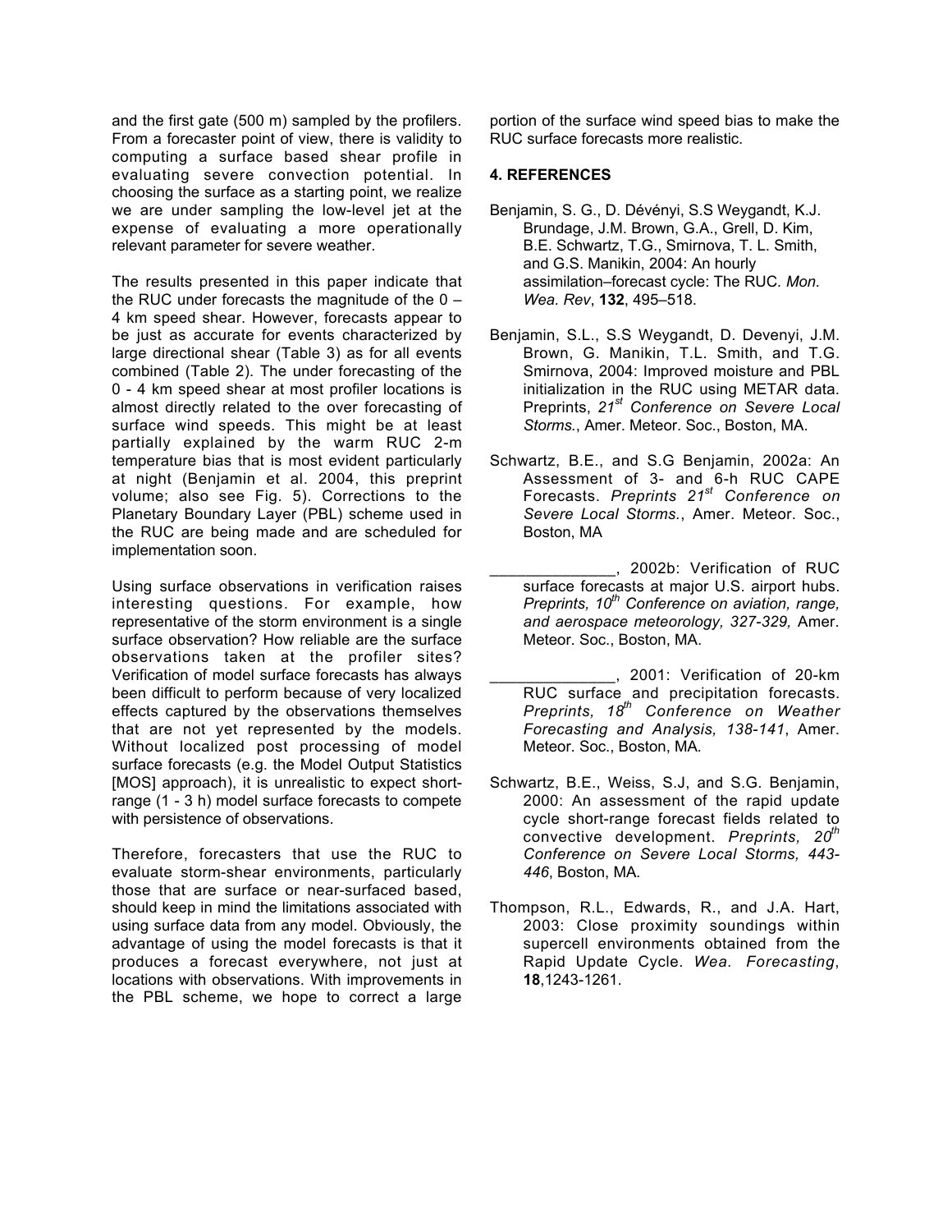and the first gate (500 m) sampled by the profilers. From a forecaster point of view, there is validity to computing a surface based shear profile in evaluating severe convection potential. In choosing the surface as a starting point, we realize we are under sampling the low-level jet at the expense of evaluating a more operationally relevant parameter for severe weather.

The results presented in this paper indicate that the RUC under forecasts the magnitude of the 0 – 4 km speed shear. However, forecasts appear to be just as accurate for events characterized by large directional shear (Table 3) as for all events combined (Table 2). The under forecasting of the 0 - 4 km speed shear at most profiler locations is almost directly related to the over forecasting of surface wind speeds. This might be at least partially explained by the warm RUC 2-m temperature bias that is most evident particularly at night (Benjamin et al. 2004, this preprint volume; also see Fig. 5). Corrections to the Planetary Boundary Layer (PBL) scheme used in the RUC are being made and are scheduled for implementation soon.

Using surface observations in verification raises interesting questions. For example, how representative of the storm environment is a single surface observation? How reliable are the surface observations taken at the profiler sites? Verification of model surface forecasts has always been difficult to perform because of very localized effects captured by the observations themselves that are not yet represented by the models. Without localized post processing of model surface forecasts (e.g. the Model Output Statistics [MOS] approach), it is unrealistic to expect short-range (1 - 3 h) model surface forecasts to compete with persistence of observations.

Therefore, forecasters that use the RUC to evaluate storm-shear environments, particularly those that are surface or near-surfaced based, should keep in mind the limitations associated with using surface data from any model. Obviously, the advantage of using the model forecasts is that it produces a forecast everywhere, not just at locations with observations. With improvements in the PBL scheme, we hope to correct a large portion of the surface wind speed bias to make the RUC surface forecasts more realistic.

## 4. REFERENCES

Benjamin, S. G., D. Dévényi, S.S Weygandt, K.J. Brundage, J.M. Brown, G.A., Grell, D. Kim, B.E. Schwartz, T.G., Smirnova, T. L. Smith, and G.S. Manikin, 2004: An hourly assimilation–forecast cycle: The RUC. *Mon. Wea. Rev*, **132**, 495–518.

Benjamin, S.L., S.S Weygandt, D. Devenyi, J.M. Brown, G. Manikin, T.L. Smith, and T.G. Smirnova, 2004: Improved moisture and PBL initialization in the RUC using METAR data. Preprints, *21st Conference on Severe Local Storms.*, Amer. Meteor. Soc., Boston, MA.

Schwartz, B.E., and S.G Benjamin, 2002a: An Assessment of 3- and 6-h RUC CAPE Forecasts. *Preprints 21st Conference on Severe Local Storms.*, Amer. Meteor. Soc., Boston, MA

______________, 2002b: Verification of RUC surface forecasts at major U.S. airport hubs. *Preprints, 10th Conference on aviation, range, and aerospace meteorology, 327-329,* Amer. Meteor. Soc., Boston, MA.

______________, 2001: Verification of 20-km RUC surface and precipitation forecasts. *Preprints, 18th Conference on Weather Forecasting and Analysis, 138-141*, Amer. Meteor. Soc., Boston, MA.

Schwartz, B.E., Weiss, S.J, and S.G. Benjamin, 2000: An assessment of the rapid update cycle short-range forecast fields related to convective development. *Preprints, 20th Conference on Severe Local Storms, 443-446*, Boston, MA.

Thompson, R.L., Edwards, R., and J.A. Hart, 2003: Close proximity soundings within supercell environments obtained from the Rapid Update Cycle. *Wea. Forecasting*, **18**,1243-1261.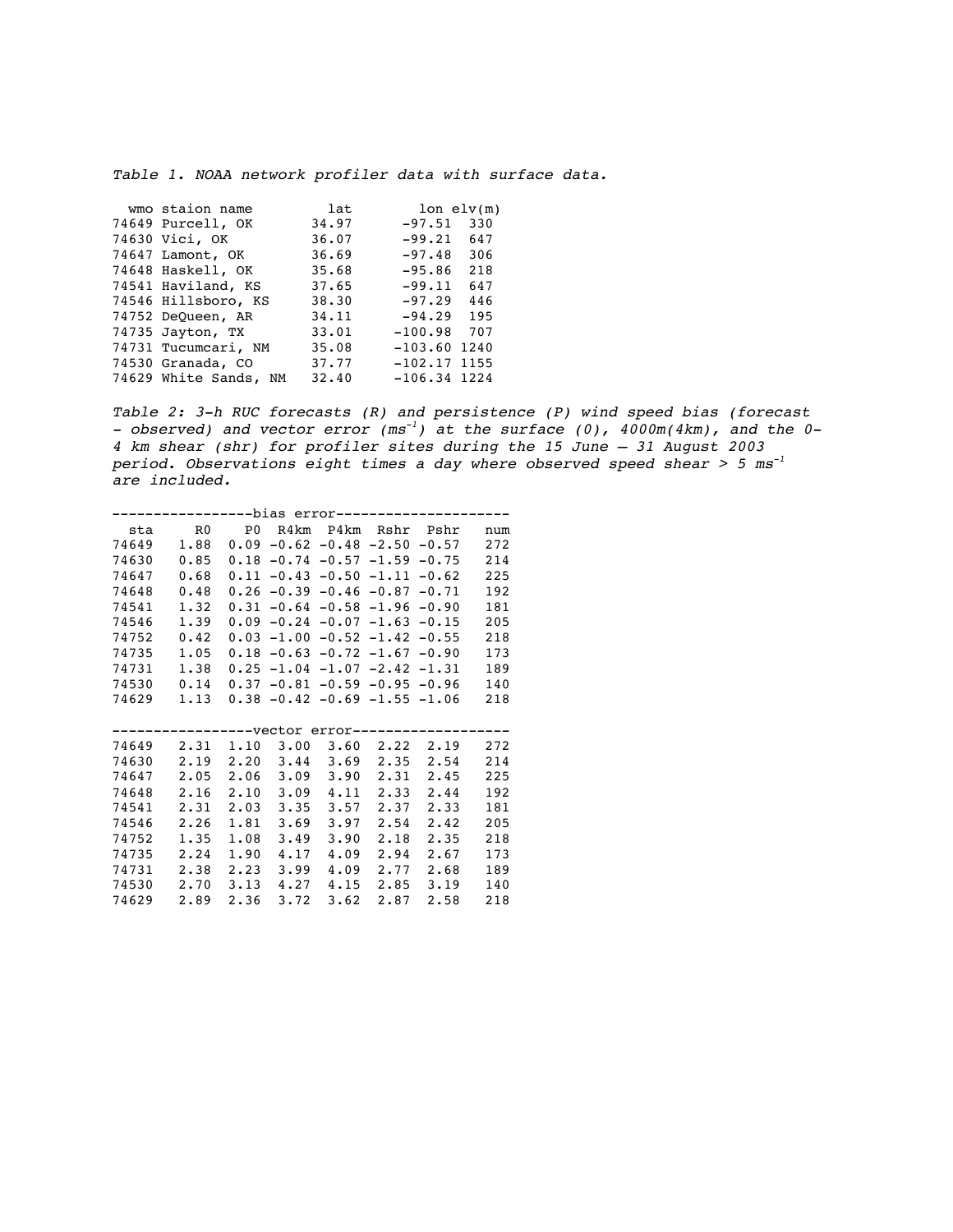*Table 1. NOAA network profiler data with surface data.*

| wmo | staion name | lat | lon | elv(m) |
|---|---|---|---|---|
| 74649 | Purcell, OK | 34.97 | -97.51 | 330 |
| 74630 | Vici, OK | 36.07 | -99.21 | 647 |
| 74647 | Lamont, OK | 36.69 | -97.48 | 306 |
| 74648 | Haskell, OK | 35.68 | -95.86 | 218 |
| 74541 | Haviland, KS | 37.65 | -99.11 | 647 |
| 74546 | Hillsboro, KS | 38.30 | -97.29 | 446 |
| 74752 | DeQueen, AR | 34.11 | -94.29 | 195 |
| 74735 | Jayton, TX | 33.01 | -100.98 | 707 |
| 74731 | Tucumcari, NM | 35.08 | -103.60 | 1240 |
| 74530 | Granada, CO | 37.77 | -102.17 | 1155 |
| 74629 | White Sands, NM | 32.40 | -106.34 | 1224 |

*Table 2: 3-h RUC forecasts (R) and persistence (P) wind speed bias (forecast - observed) and vector error ($ms^{-1}$) at the surface (0), 4000m(4km), and the 0-4 km shear (shr) for profiler sites during the 15 June – 31 August 2003 period. Observations eight times a day where observed speed shear > 5 $ms^{-1}$ are included.*

| sta | R0 | P0 | R4km | P4km | Rshr | Pshr | num |
|---|---|---|---|---|---|---|---|
| **bias error** | | | | | | | |
| 74649 | 1.88 | 0.09 | -0.62 | -0.48 | -2.50 | -0.57 | 272 |
| 74630 | 0.85 | 0.18 | -0.74 | -0.57 | -1.59 | -0.75 | 214 |
| 74647 | 0.68 | 0.11 | -0.43 | -0.50 | -1.11 | -0.62 | 225 |
| 74648 | 0.48 | 0.26 | -0.39 | -0.46 | -0.87 | -0.71 | 192 |
| 74541 | 1.32 | 0.31 | -0.64 | -0.58 | -1.96 | -0.90 | 181 |
| 74546 | 1.39 | 0.09 | -0.24 | -0.07 | -1.63 | -0.15 | 205 |
| 74752 | 0.42 | 0.03 | -1.00 | -0.52 | -1.42 | -0.55 | 218 |
| 74735 | 1.05 | 0.18 | -0.63 | -0.72 | -1.67 | -0.90 | 173 |
| 74731 | 1.38 | 0.25 | -1.04 | -1.07 | -2.42 | -1.31 | 189 |
| 74530 | 0.14 | 0.37 | -0.81 | -0.59 | -0.95 | -0.96 | 140 |
| 74629 | 1.13 | 0.38 | -0.42 | -0.69 | -1.55 | -1.06 | 218 |
| **vector error** | | | | | | | |
| 74649 | 2.31 | 1.10 | 3.00 | 3.60 | 2.22 | 2.19 | 272 |
| 74630 | 2.19 | 2.20 | 3.44 | 3.69 | 2.35 | 2.54 | 214 |
| 74647 | 2.05 | 2.06 | 3.09 | 3.90 | 2.31 | 2.45 | 225 |
| 74648 | 2.16 | 2.10 | 3.09 | 4.11 | 2.33 | 2.44 | 192 |
| 74541 | 2.31 | 2.03 | 3.35 | 3.57 | 2.37 | 2.33 | 181 |
| 74546 | 2.26 | 1.81 | 3.69 | 3.97 | 2.54 | 2.42 | 205 |
| 74752 | 1.35 | 1.08 | 3.49 | 3.90 | 2.18 | 2.35 | 218 |
| 74735 | 2.24 | 1.90 | 4.17 | 4.09 | 2.94 | 2.67 | 173 |
| 74731 | 2.38 | 2.23 | 3.99 | 4.09 | 2.77 | 2.68 | 189 |
| 74530 | 2.70 | 3.13 | 4.27 | 4.15 | 2.85 | 3.19 | 140 |
| 74629 | 2.89 | 2.36 | 3.72 | 3.62 | 2.87 | 2.58 | 218 |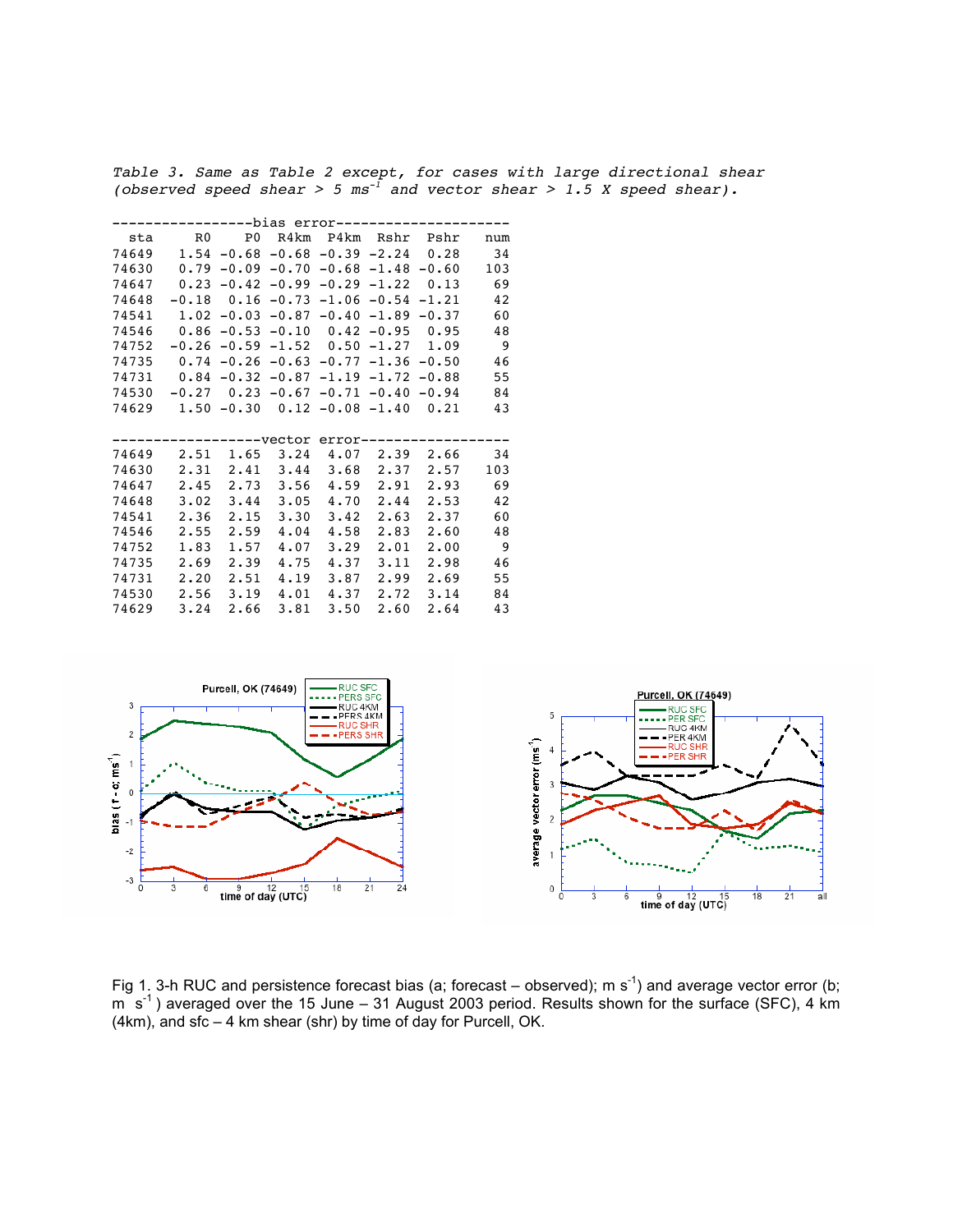*Table 3. Same as Table 2 except, for cases with large directional shear (observed speed shear > 5 ms$^{-1}$ and vector shear > 1.5 X speed shear).*

| sta | R0 | P0 | R4km | P4km | Rshr | Pshr | num |
|---|---|---|---|---|---|---|---|
| **bias error** | | | | | | | |
| 74649 | 1.54 | -0.68 | -0.68 | -0.39 | -2.24 | 0.28 | 34 |
| 74630 | 0.79 | -0.09 | -0.70 | -0.68 | -1.48 | -0.60 | 103 |
| 74647 | 0.23 | -0.42 | -0.99 | -0.29 | -1.22 | 0.13 | 69 |
| 74648 | -0.18 | 0.16 | -0.73 | -1.06 | -0.54 | -1.21 | 42 |
| 74541 | 1.02 | -0.03 | -0.87 | -0.40 | -1.89 | -0.37 | 60 |
| 74546 | 0.86 | -0.53 | -0.10 | 0.42 | -0.95 | 0.95 | 48 |
| 74752 | -0.26 | -0.59 | -1.52 | 0.50 | -1.27 | 1.09 | 9 |
| 74735 | 0.74 | -0.26 | -0.63 | -0.77 | -1.36 | -0.50 | 46 |
| 74731 | 0.84 | -0.32 | -0.87 | -1.19 | -1.72 | -0.88 | 55 |
| 74530 | -0.27 | 0.23 | -0.67 | -0.71 | -0.40 | -0.94 | 84 |
| 74629 | 1.50 | -0.30 | 0.12 | -0.08 | -1.40 | 0.21 | 43 |
| **vector error** | | | | | | | |
| 74649 | 2.51 | 1.65 | 3.24 | 4.07 | 2.39 | 2.66 | 34 |
| 74630 | 2.31 | 2.41 | 3.44 | 3.68 | 2.37 | 2.57 | 103 |
| 74647 | 2.45 | 2.73 | 3.56 | 4.59 | 2.91 | 2.93 | 69 |
| 74648 | 3.02 | 3.44 | 3.05 | 4.70 | 2.44 | 2.53 | 42 |
| 74541 | 2.36 | 2.15 | 3.30 | 3.42 | 2.63 | 2.37 | 60 |
| 74546 | 2.55 | 2.59 | 4.04 | 4.58 | 2.83 | 2.60 | 48 |
| 74752 | 1.83 | 1.57 | 4.07 | 3.29 | 2.01 | 2.00 | 9 |
| 74735 | 2.69 | 2.39 | 4.75 | 4.37 | 3.11 | 2.98 | 46 |
| 74731 | 2.20 | 2.51 | 4.19 | 3.87 | 2.99 | 2.69 | 55 |
| 74530 | 2.56 | 3.19 | 4.01 | 4.37 | 2.72 | 3.14 | 84 |
| 74629 | 3.24 | 2.66 | 3.81 | 3.50 | 2.60 | 2.64 | 43 |

Fig 1. 3-h RUC and persistence forecast bias (a; forecast – observed); m s$^{-1}$) and average vector error (b; m s$^{-1}$) averaged over the 15 June – 31 August 2003 period. Results shown for the surface (SFC), 4 km (4km), and sfc – 4 km shear (shr) by time of day for Purcell, OK.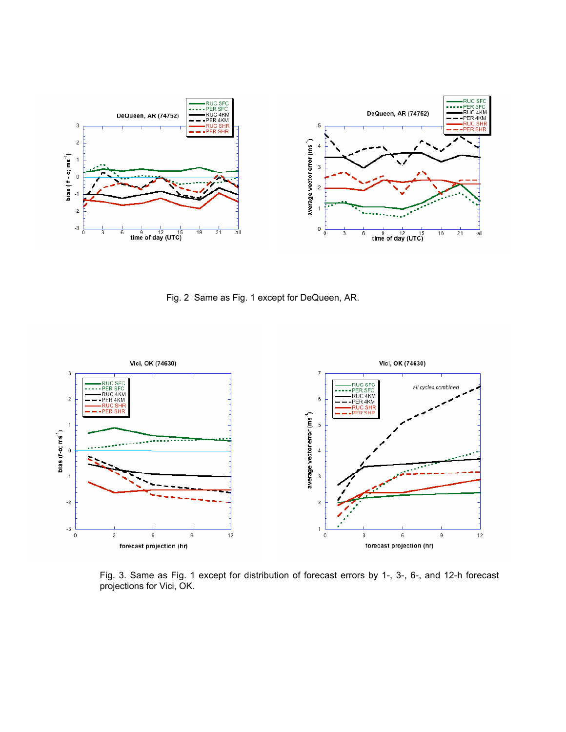Fig. 2 Same as Fig. 1 except for DeQueen, AR.

Fig. 3. Same as Fig. 1 except for distribution of forecast errors by 1-, 3-, 6-, and 12-h forecast projections for Vici, OK.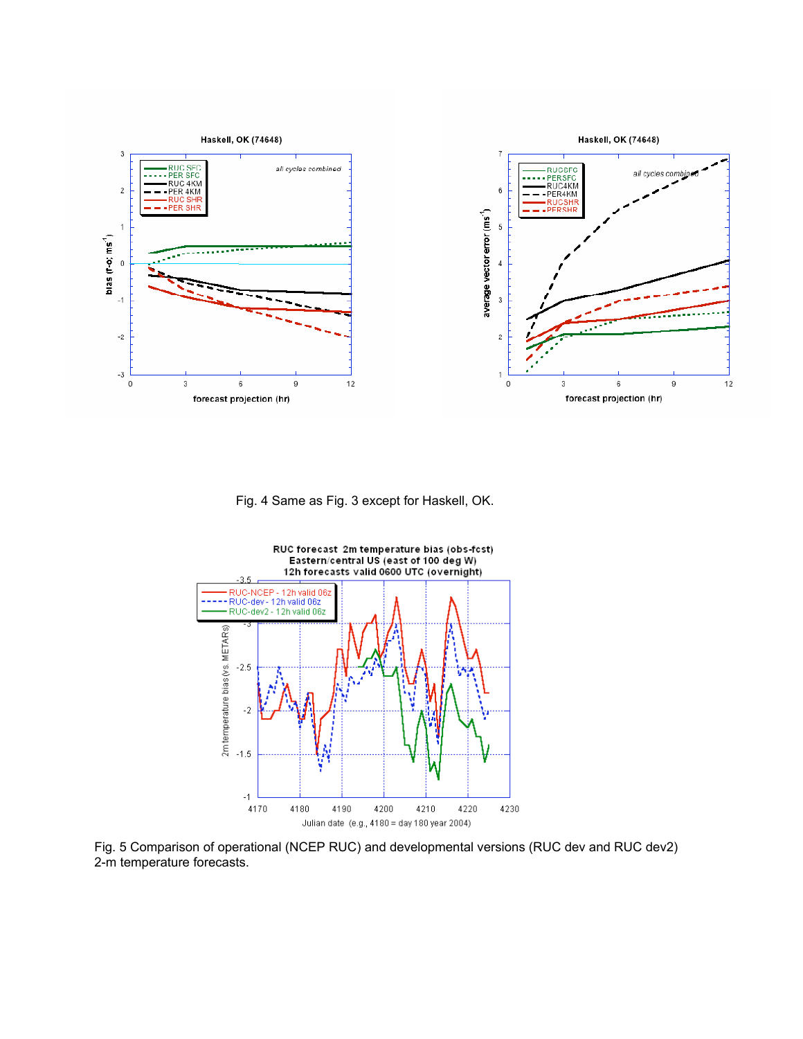Haskell, OK (74648)

RUC SFC
PER SFC
RUC 4KM
PER 4KM
RUC SHR
PER SHR

all cycles combined

bias (f-o; ms$^{-1}$)

3
2
1
0
-1
-2
-3

0 3 6 9 12

forecast projection (hr)

Haskell, OK (74648)

RUCSFC
PERSFC
RUC4KM
PER4KM
RUCSHR
PERSHR

all cycles combined

average vector error (ms$^{-1}$)

7
6
5
4
3
2
1

0 3 6 9 12

forecast projection (hr)

Fig. 4 Same as Fig. 3 except for Haskell, OK.

RUC forecast 2m temperature bias (obs-fcst)
Eastern/central US (east of 100 deg W)
12h forecasts valid 0600 UTC (overnight)

RUC-NCEP - 12h valid 06z
RUC-dev - 12h valid 06z
RUC-dev2 - 12h valid 06z

2m temperature bias (vs. METARs)

-3.5
-3
-2.5
-2
-1.5
-1

4170 4180 4190 4200 4210 4220 4230

Julian date (e.g., 4180 = day 180 year 2004)

Fig. 5 Comparison of operational (NCEP RUC) and developmental versions (RUC dev and RUC dev2) 2-m temperature forecasts.